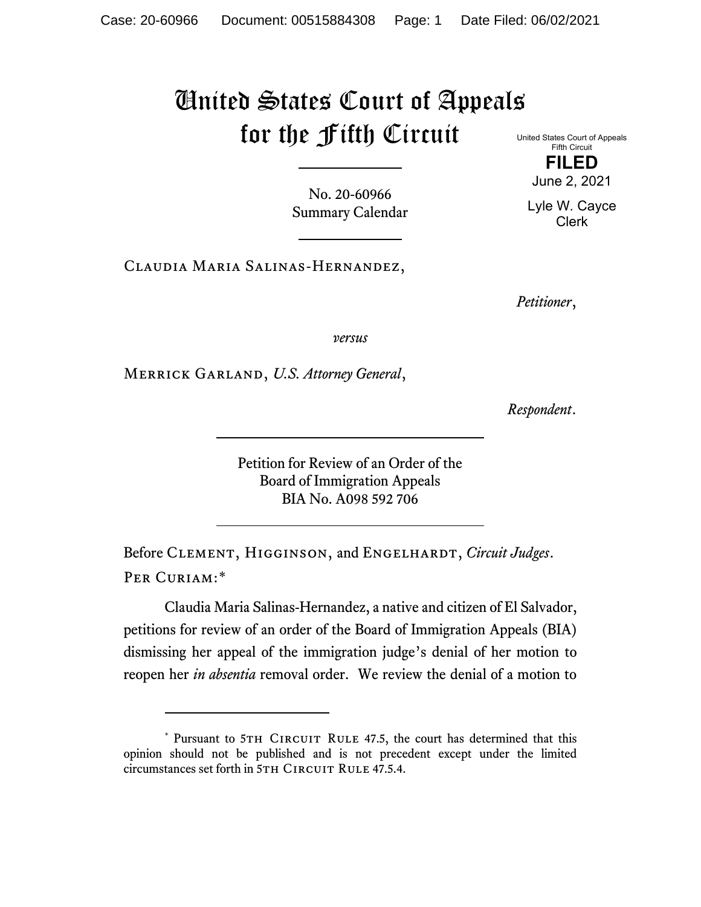# United States Court of Appeals for the Fifth Circuit

United States Court of Appeals
Fifth Circuit

**FILED**

June 2, 2021

Lyle W. Cayce
Clerk

No. 20-60966
Summary Calendar

Claudia Maria Salinas-Hernandez,

*Petitioner*,

*versus*

Merrick Garland, *U.S. Attorney General*,

*Respondent*.

Petition for Review of an Order of the
Board of Immigration Appeals
BIA No. A098 592 706

Before Clement, Higginson, and Engelhardt, *Circuit Judges*.

Per Curiam:*

Claudia Maria Salinas-Hernandez, a native and citizen of El Salvador, petitions for review of an order of the Board of Immigration Appeals (BIA) dismissing her appeal of the immigration judge's denial of her motion to reopen her *in absentia* removal order. We review the denial of a motion to

---

\* Pursuant to 5th Circuit Rule 47.5, the court has determined that this opinion should not be published and is not precedent except under the limited circumstances set forth in 5th Circuit Rule 47.5.4.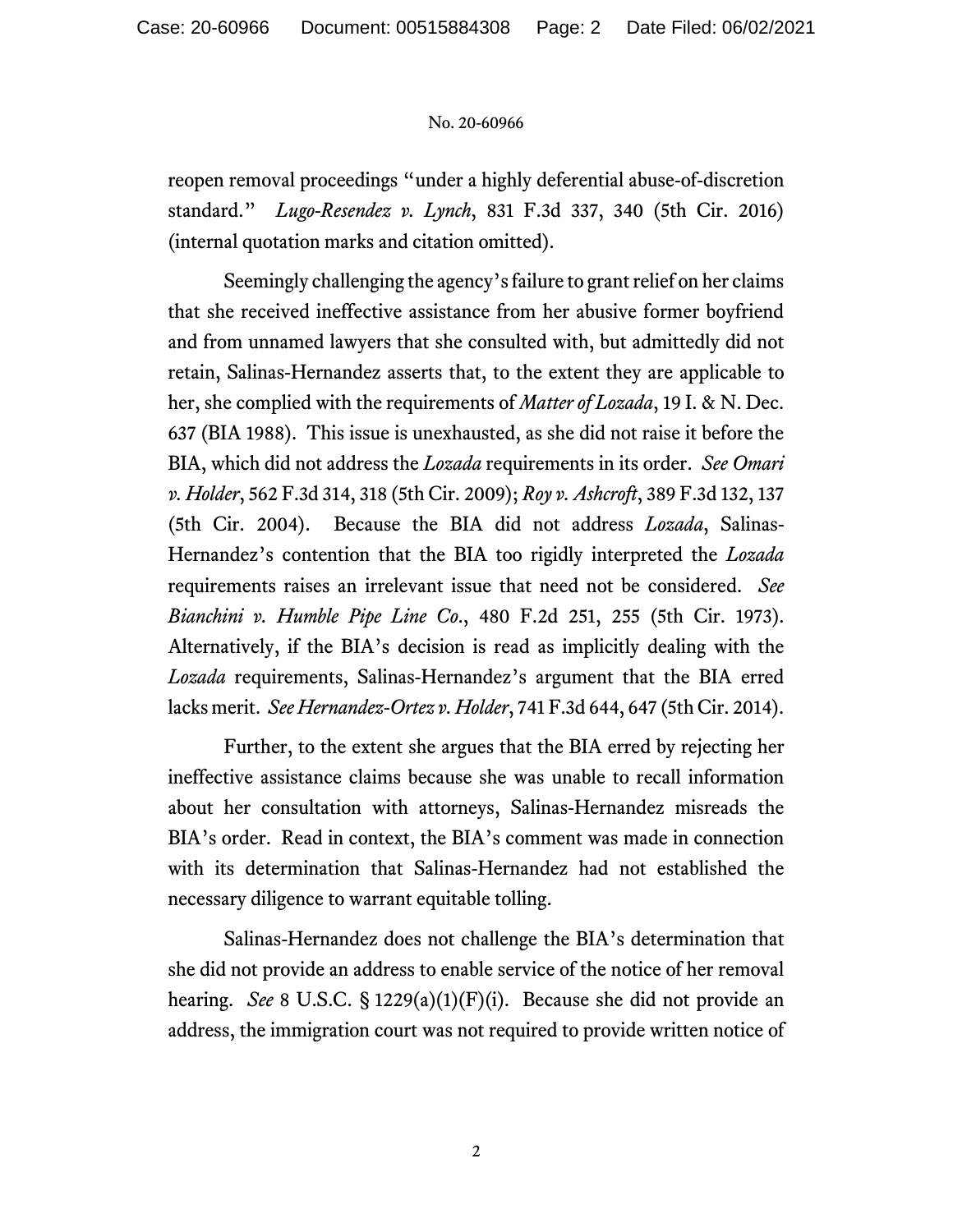reopen removal proceedings "under a highly deferential abuse-of-discretion standard." *Lugo-Resendez v. Lynch*, 831 F.3d 337, 340 (5th Cir. 2016) (internal quotation marks and citation omitted).

Seemingly challenging the agency's failure to grant relief on her claims that she received ineffective assistance from her abusive former boyfriend and from unnamed lawyers that she consulted with, but admittedly did not retain, Salinas-Hernandez asserts that, to the extent they are applicable to her, she complied with the requirements of *Matter of Lozada*, 19 I. & N. Dec. 637 (BIA 1988). This issue is unexhausted, as she did not raise it before the BIA, which did not address the *Lozada* requirements in its order. *See Omari v. Holder*, 562 F.3d 314, 318 (5th Cir. 2009); *Roy v. Ashcroft*, 389 F.3d 132, 137 (5th Cir. 2004). Because the BIA did not address *Lozada*, Salinas-Hernandez's contention that the BIA too rigidly interpreted the *Lozada* requirements raises an irrelevant issue that need not be considered. *See Bianchini v. Humble Pipe Line Co.*, 480 F.2d 251, 255 (5th Cir. 1973). Alternatively, if the BIA's decision is read as implicitly dealing with the *Lozada* requirements, Salinas-Hernandez's argument that the BIA erred lacks merit. *See Hernandez-Ortez v. Holder*, 741 F.3d 644, 647 (5th Cir. 2014).

Further, to the extent she argues that the BIA erred by rejecting her ineffective assistance claims because she was unable to recall information about her consultation with attorneys, Salinas-Hernandez misreads the BIA's order. Read in context, the BIA's comment was made in connection with its determination that Salinas-Hernandez had not established the necessary diligence to warrant equitable tolling.

Salinas-Hernandez does not challenge the BIA's determination that she did not provide an address to enable service of the notice of her removal hearing. *See* 8 U.S.C. § 1229(a)(1)(F)(i). Because she did not provide an address, the immigration court was not required to provide written notice of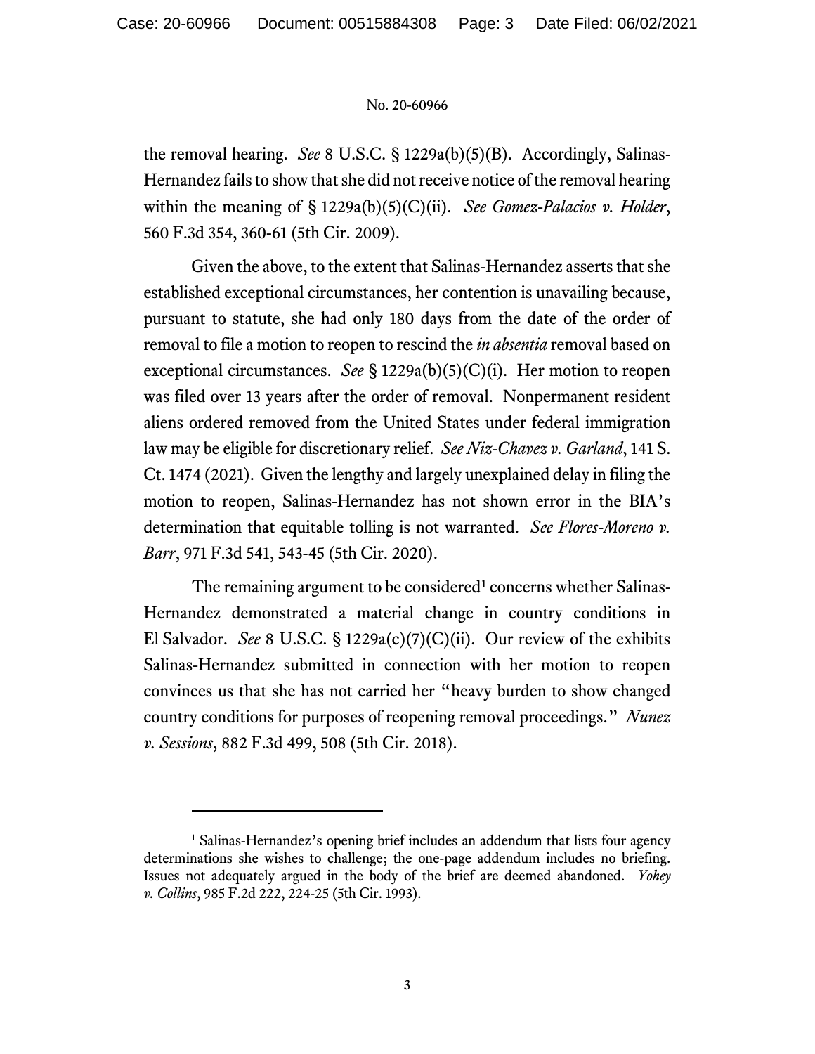the removal hearing. *See* 8 U.S.C. § 1229a(b)(5)(B). Accordingly, Salinas-Hernandez fails to show that she did not receive notice of the removal hearing within the meaning of § 1229a(b)(5)(C)(ii). *See Gomez-Palacios v. Holder*, 560 F.3d 354, 360-61 (5th Cir. 2009).

Given the above, to the extent that Salinas-Hernandez asserts that she established exceptional circumstances, her contention is unavailing because, pursuant to statute, she had only 180 days from the date of the order of removal to file a motion to reopen to rescind the *in absentia* removal based on exceptional circumstances. *See* § 1229a(b)(5)(C)(i). Her motion to reopen was filed over 13 years after the order of removal. Nonpermanent resident aliens ordered removed from the United States under federal immigration law may be eligible for discretionary relief. *See Niz-Chavez v. Garland*, 141 S. Ct. 1474 (2021). Given the lengthy and largely unexplained delay in filing the motion to reopen, Salinas-Hernandez has not shown error in the BIA's determination that equitable tolling is not warranted. *See Flores-Moreno v. Barr*, 971 F.3d 541, 543-45 (5th Cir. 2020).

The remaining argument to be considered[1] concerns whether Salinas-Hernandez demonstrated a material change in country conditions in El Salvador. *See* 8 U.S.C. § 1229a(c)(7)(C)(ii). Our review of the exhibits Salinas-Hernandez submitted in connection with her motion to reopen convinces us that she has not carried her "heavy burden to show changed country conditions for purposes of reopening removal proceedings." *Nunez v. Sessions*, 882 F.3d 499, 508 (5th Cir. 2018).

---

[1] Salinas-Hernandez's opening brief includes an addendum that lists four agency determinations she wishes to challenge; the one-page addendum includes no briefing. Issues not adequately argued in the body of the brief are deemed abandoned. *Yohey v. Collins*, 985 F.2d 222, 224-25 (5th Cir. 1993).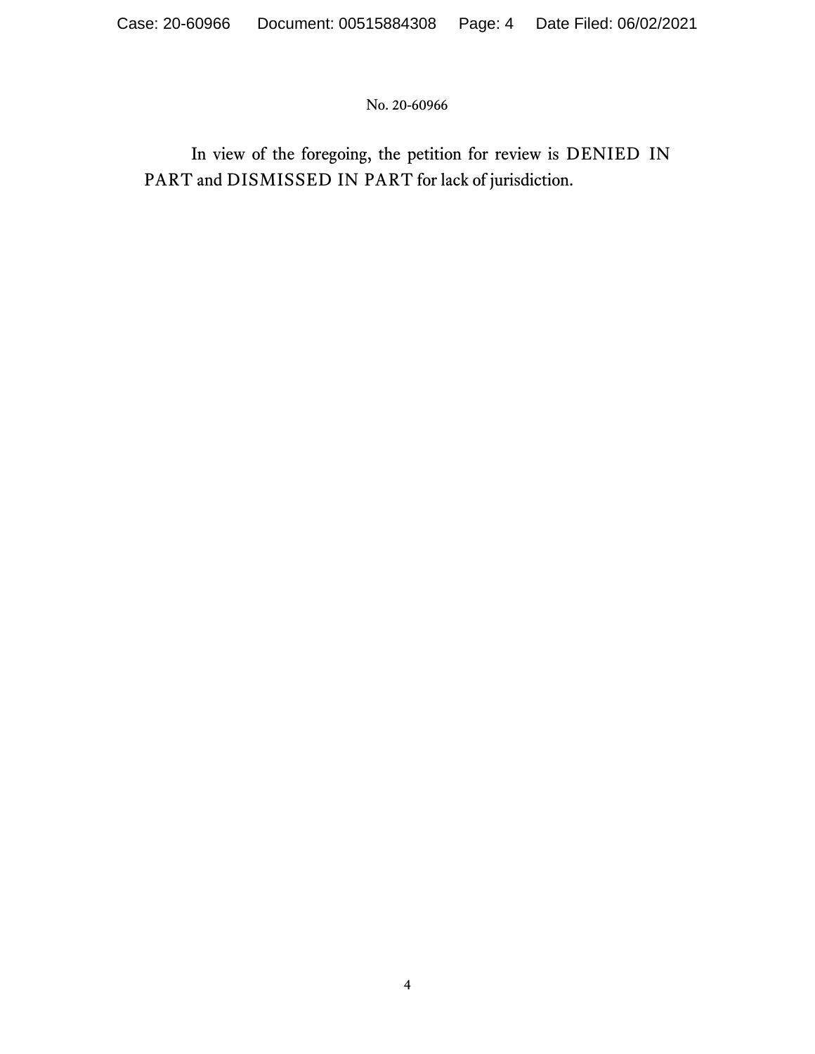In view of the foregoing, the petition for review is DENIED IN PART and DISMISSED IN PART for lack of jurisdiction.